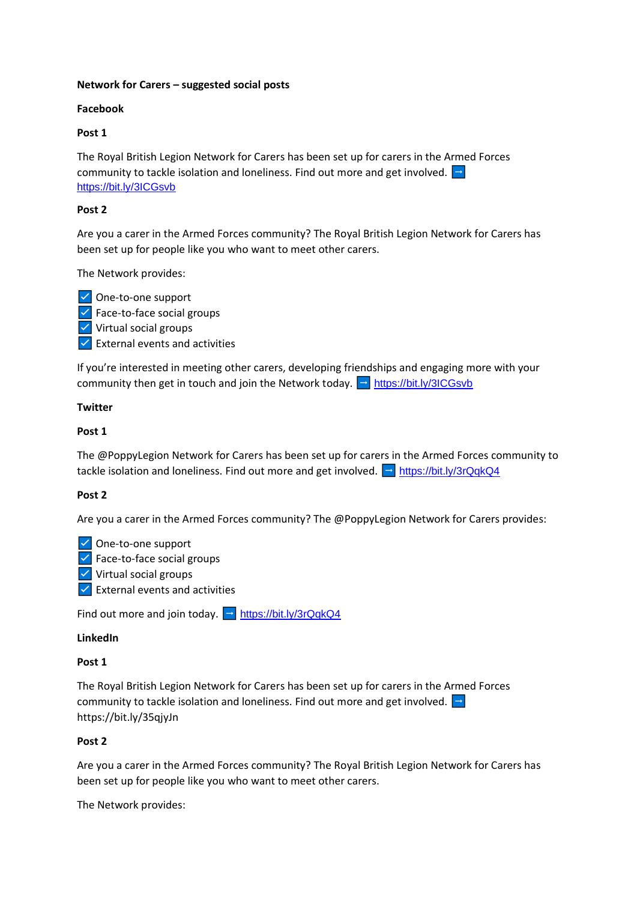**Network for Carers – suggested social posts**

**Facebook**

**Post 1**

The Royal British Legion Network for Carers has been set up for carers in the Armed Forces community to tackle isolation and loneliness. Find out more and get involved. ➡ https://bit.ly/3ICGsvb

**Post 2**

Are you a carer in the Armed Forces community? The Royal British Legion Network for Carers has been set up for people like you who want to meet other carers.

The Network provides:

☑ One-to-one support
☑ Face-to-face social groups
☑ Virtual social groups
☑ External events and activities

If you're interested in meeting other carers, developing friendships and engaging more with your community then get in touch and join the Network today. ➡ https://bit.ly/3ICGsvb

**Twitter**

**Post 1**

The @PoppyLegion Network for Carers has been set up for carers in the Armed Forces community to tackle isolation and loneliness. Find out more and get involved. ➡ https://bit.ly/3rQqkQ4

**Post 2**

Are you a carer in the Armed Forces community? The @PoppyLegion Network for Carers provides:

☑ One-to-one support
☑ Face-to-face social groups
☑ Virtual social groups
☑ External events and activities

Find out more and join today. ➡ https://bit.ly/3rQqkQ4

**LinkedIn**

**Post 1**

The Royal British Legion Network for Carers has been set up for carers in the Armed Forces community to tackle isolation and loneliness. Find out more and get involved. ➡ https://bit.ly/35qjyJn

**Post 2**

Are you a carer in the Armed Forces community? The Royal British Legion Network for Carers has been set up for people like you who want to meet other carers.

The Network provides: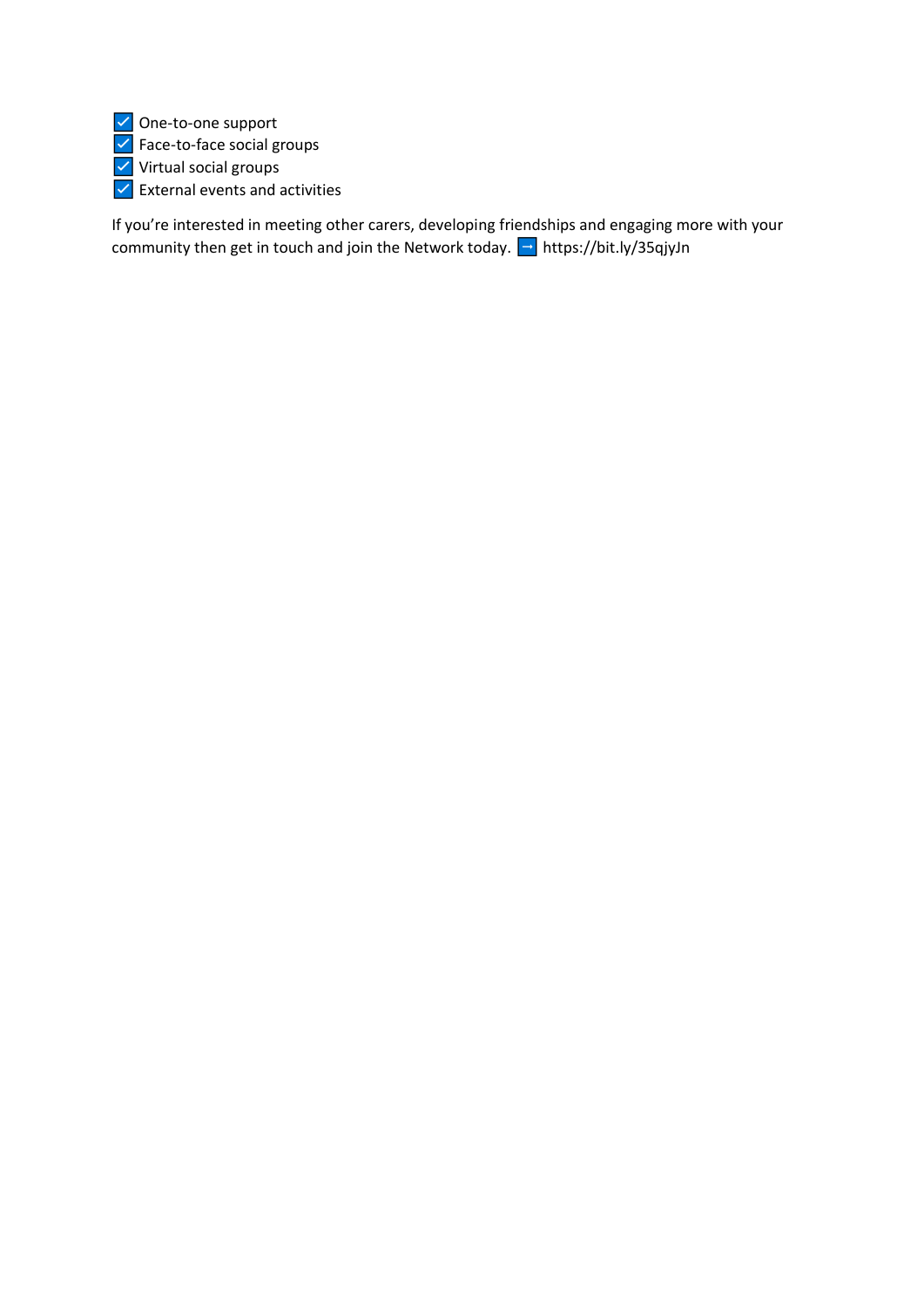- ✅ One-to-one support
- ✅ Face-to-face social groups
- ✅ Virtual social groups
- ✅ External events and activities

If you’re interested in meeting other carers, developing friendships and engaging more with your community then get in touch and join the Network today. ➡️ https://bit.ly/35qjyJn